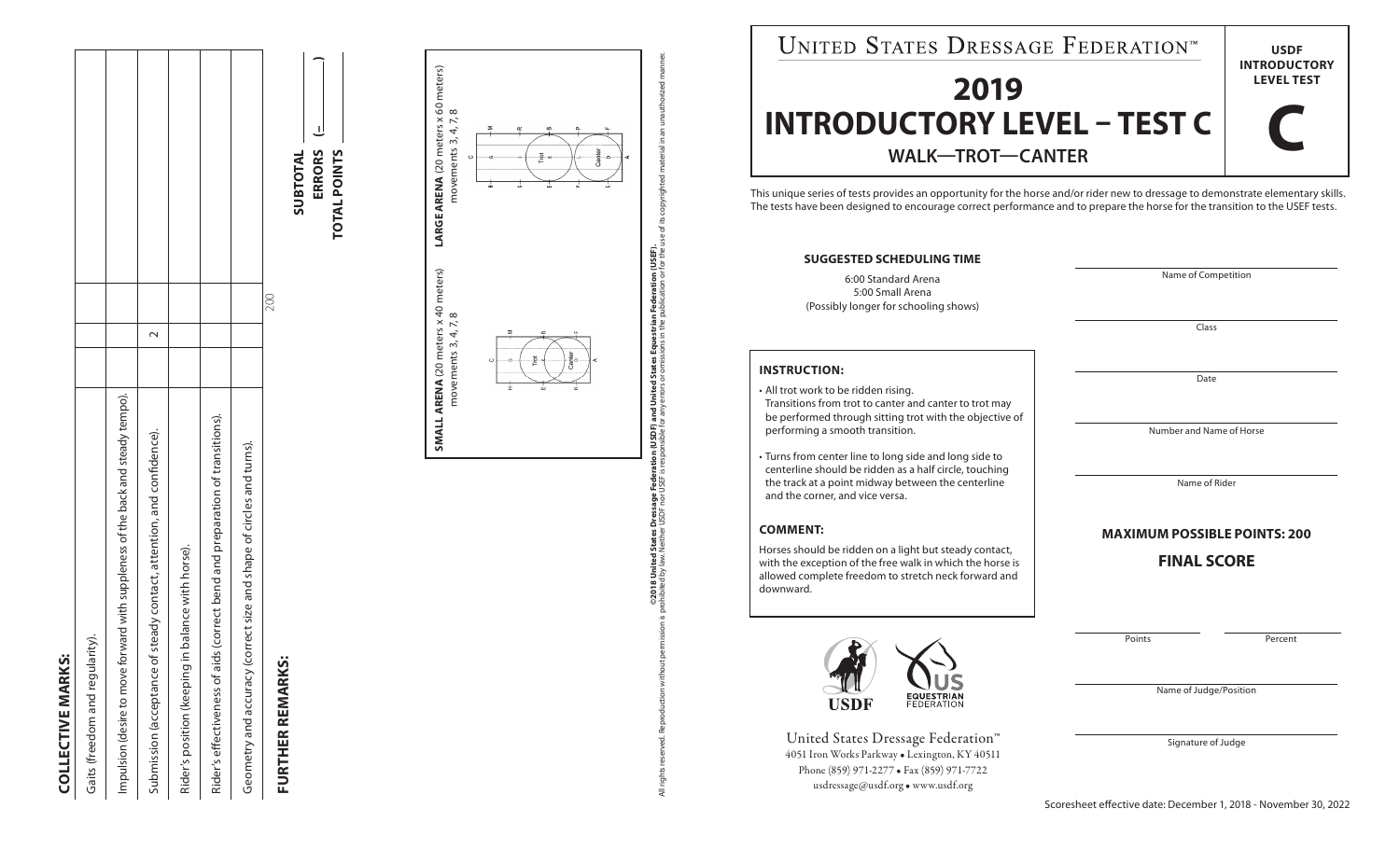# UNITED STATES DRESSAGE FEDERATION™

**USDF INTRODUCTORY LEVEL TEST**

**C**

# 2019
# INTRODUCTORY LEVEL – TEST C

## WALK—TROT—CANTER

This unique series of tests provides an opportunity for the horse and/or rider new to dressage to demonstrate elementary skills. The tests have been designed to encourage correct performance and to prepare the horse for the transition to the USEF tests.

**SUGGESTED SCHEDULING TIME**

6:00 Standard Arena
5:00 Small Arena
(Possibly longer for schooling shows)

**INSTRUCTION:**

- All trot work to be ridden rising. Transitions from trot to canter and canter to trot may be performed through sitting trot with the objective of performing a smooth transition.
- Turns from center line to long side and long side to centerline should be ridden as a half circle, touching the track at a point midway between the centerline and the corner, and vice versa.

**COMMENT:**

Horses should be ridden on a light but steady contact, with the exception of the free walk in which the horse is allowed complete freedom to stretch neck forward and downward.

United States Dressage Federation™
4051 Iron Works Parkway • Lexington, KY 40511
Phone (859) 971-2277 • Fax (859) 971-7722
usdressage@usdf.org • www.usdf.org

Name of Competition

Class

Date

Number and Name of Horse

Name of Rider

**MAXIMUM POSSIBLE POINTS: 200**

**FINAL SCORE**

Points | Percent

Name of Judge/Position

Signature of Judge

Scoresheet effective date: December 1, 2018 - November 30, 2022

## COLLECTIVE MARKS:

| | | | | |
|---|---|---|---|---|
| Gaits (freedom and regularity). | | | | |
| Impulsion (desire to move forward with suppleness of the back and steady tempo). | | | | |
| Submission (acceptance of steady contact, attention, and confidence). | | 2 | | |
| Rider's position (keeping in balance with horse). | | | | |
| Rider's effectiveness of aids (correct bend and preparation of transitions). | | | | |
| Geometry and accuracy (correct size and shape of circles and turns). | | | | |
| | | | 200 | |

**FURTHER REMARKS:**

**SUBTOTAL** ______
**ERRORS** (– ______ )
**TOTAL POINTS** ______

**SMALL ARENA** (20 meters x 40 meters) movements 3, 4, 7, 8

**LARGE ARENA** (20 meters x 60 meters) movements 3, 4, 7, 8

©2018 United States Dressage Federation (USDF) and United States Equestrian Federation (USEF). All rights reserved. Reproduction without permission is prohibited by law. Neither USDF nor USEF is responsible for any errors or omissions in the publication or for the use of its copyrighted material in an unauthorized manner.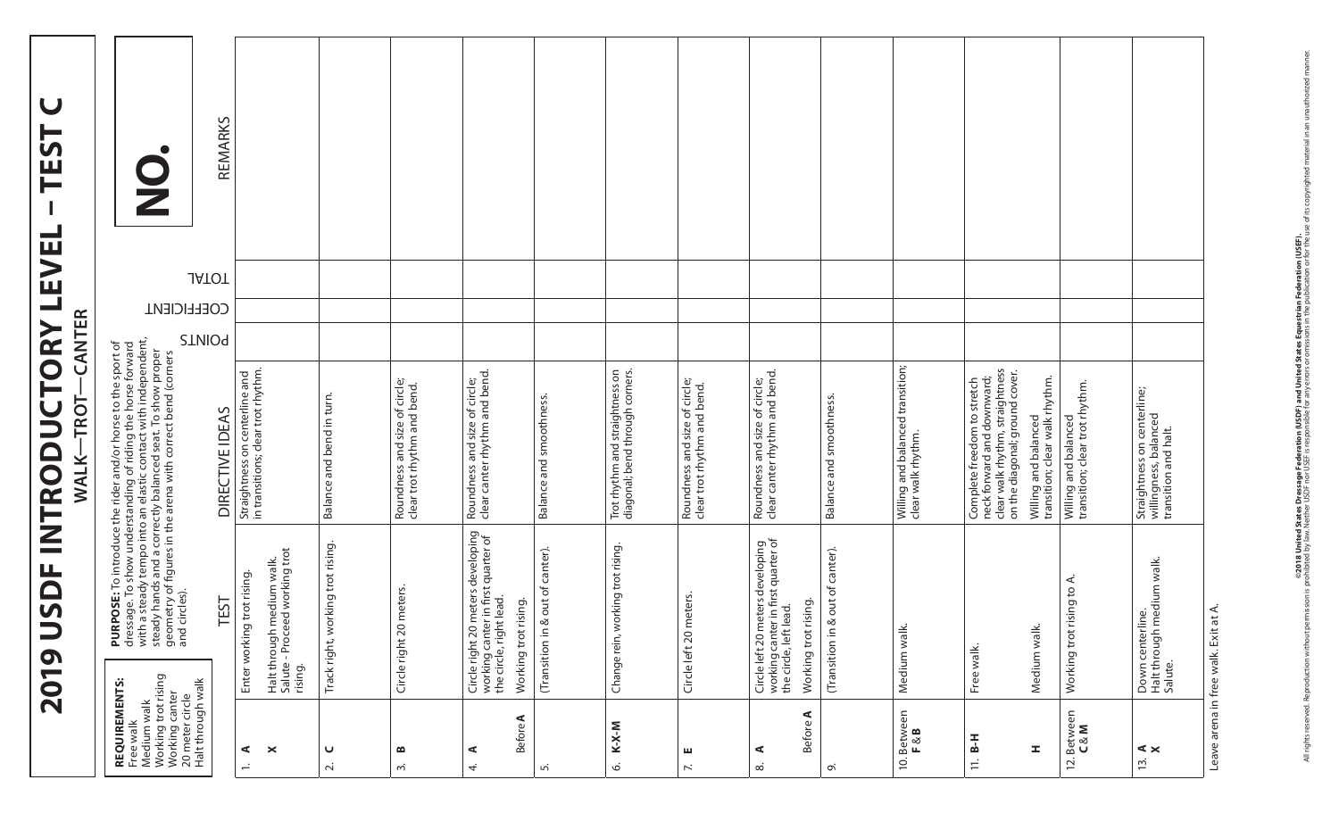# 2019 USDF INTRODUCTORY LEVEL – TEST C

## WALK—TROT—CANTER

**REQUIREMENTS:**
Free walk
Medium walk
Working trot rising
Working canter
20 meter circle
Halt through walk

**PURPOSE:** To introduce the rider and/or horse to the sport of dressage. To show understanding of riding the horse forward with a steady tempo into an elastic contact with independent, steady hands and a correctly balanced seat. To show proper geometry of figures in the arena with correct bend (corners and circles).

**NO.**

| | TEST | DIRECTIVE IDEAS | POINTS | COEFFICIENT | TOTAL | REMARKS |
|---|---|---|---|---|---|---|
| 1. **A**<br>**X** | Enter working trot rising.<br>Halt through medium walk. Salute - Proceed working trot rising. | Straightness on centerline and in transitions; clear trot rhythm. | | | | |
| 2. **C** | Track right, working trot rising. | Balance and bend in turn. | | | | |
| 3. **B** | Circle right 20 meters. | Roundness and size of circle; clear trot rhythm and bend. | | | | |
| 4. **A**<br>Before **A** | Circle right 20 meters developing working canter in first quarter of the circle, right lead.<br>Working trot rising. | Roundness and size of circle; clear canter rhythm and bend. | | | | |
| 5. | (Transition in & out of canter). | Balance and smoothness. | | | | |
| 6. **K-X-M** | Change rein, working trot rising. | Trot rhythm and straightness on diagonal; bend through corners. | | | | |
| 7. **E** | Circle left 20 meters. | Roundness and size of circle; clear trot rhythm and bend. | | | | |
| 8. **A**<br>Before **A** | Circle left 20 meters developing working canter in first quarter of the circle, left lead.<br>Working trot rising. | Roundness and size of circle; clear canter rhythm and bend. | | | | |
| 9. | (Transition in & out of canter). | Balance and smoothness. | | | | |
| 10. Between **F & B** | Medium walk. | Willing and balanced transition; clear walk rhythm. | | | | |
| 11. **B-H**<br>**H** | Free walk.<br>Medium walk. | Complete freedom to stretch neck forward and downward; clear walk rhythm, straightness on the diagonal; ground cover.<br>Willing and balanced transition; clear walk rhythm. | | | | |
| 12. Between **C & M** | Working trot rising to A. | Willing and balanced transition; clear trot rhythm. | | | | |
| 13. **A**<br>**X** | Down centerline.<br>Halt through medium walk. Salute. | Straightness on centerline; willingness, balanced transition and halt. | | | | |

Leave arena in free walk. Exit at A.

**©2018 United States Dressage Federation (USDF) and United States Equestrian Federation (USEF).**
All rights reserved. Reproduction without permission is prohibited by law. Neither USDF nor USEF is responsible for any errors or omissions in the publication or for the use of its copyrighted material in an unauthorized manner.